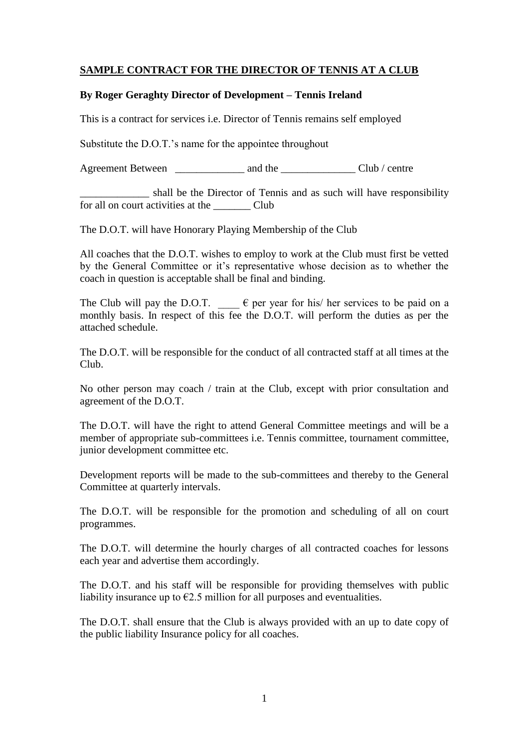**SAMPLE CONTRACT FOR THE DIRECTOR OF TENNIS AT A CLUB**

**By Roger Geraghty Director of Development – Tennis Ireland**

This is a contract for services i.e. Director of Tennis remains self employed

Substitute the D.O.T.'s name for the appointee throughout

Agreement Between _____________ and the ______________ Club / centre

_____________ shall be the Director of Tennis and as such will have responsibility for all on court activities at the _______ Club

The D.O.T. will have Honorary Playing Membership of the Club

All coaches that the D.O.T. wishes to employ to work at the Club must first be vetted by the General Committee or it's representative whose decision as to whether the coach in question is acceptable shall be final and binding.

The Club will pay the D.O.T. ____ € per year for his/ her services to be paid on a monthly basis. In respect of this fee the D.O.T. will perform the duties as per the attached schedule.

The D.O.T. will be responsible for the conduct of all contracted staff at all times at the Club.

No other person may coach / train at the Club, except with prior consultation and agreement of the D.O.T.

The D.O.T. will have the right to attend General Committee meetings and will be a member of appropriate sub-committees i.e. Tennis committee, tournament committee, junior development committee etc.

Development reports will be made to the sub-committees and thereby to the General Committee at quarterly intervals.

The D.O.T. will be responsible for the promotion and scheduling of all on court programmes.

The D.O.T. will determine the hourly charges of all contracted coaches for lessons each year and advertise them accordingly.

The D.O.T. and his staff will be responsible for providing themselves with public liability insurance up to €2.5 million for all purposes and eventualities.

The D.O.T. shall ensure that the Club is always provided with an up to date copy of the public liability Insurance policy for all coaches.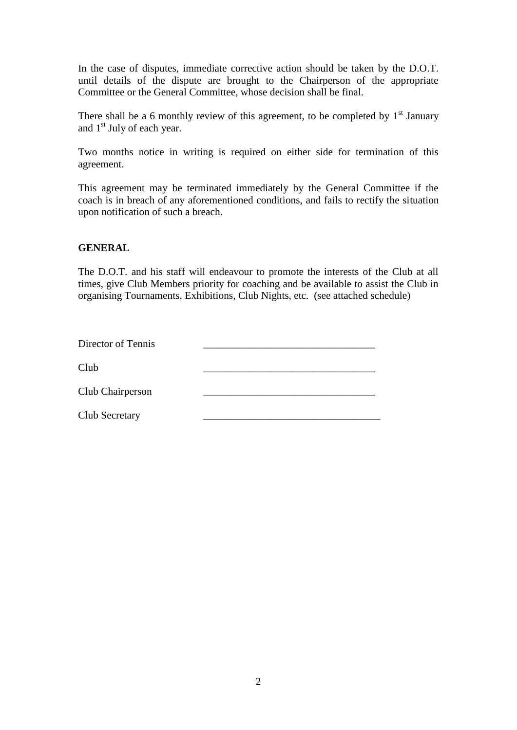In the case of disputes, immediate corrective action should be taken by the D.O.T. until details of the dispute are brought to the Chairperson of the appropriate Committee or the General Committee, whose decision shall be final.

There shall be a 6 monthly review of this agreement, to be completed by 1st January and 1st July of each year.

Two months notice in writing is required on either side for termination of this agreement.

This agreement may be terminated immediately by the General Committee if the coach is in breach of any aforementioned conditions, and fails to rectify the situation upon notification of such a breach.

**GENERAL**

The D.O.T. and his staff will endeavour to promote the interests of the Club at all times, give Club Members priority for coaching and be available to assist the Club in organising Tournaments, Exhibitions, Club Nights, etc. (see attached schedule)

Director of Tennis ________________________________

Club ________________________________

Club Chairperson ________________________________

Club Secretary __________________________________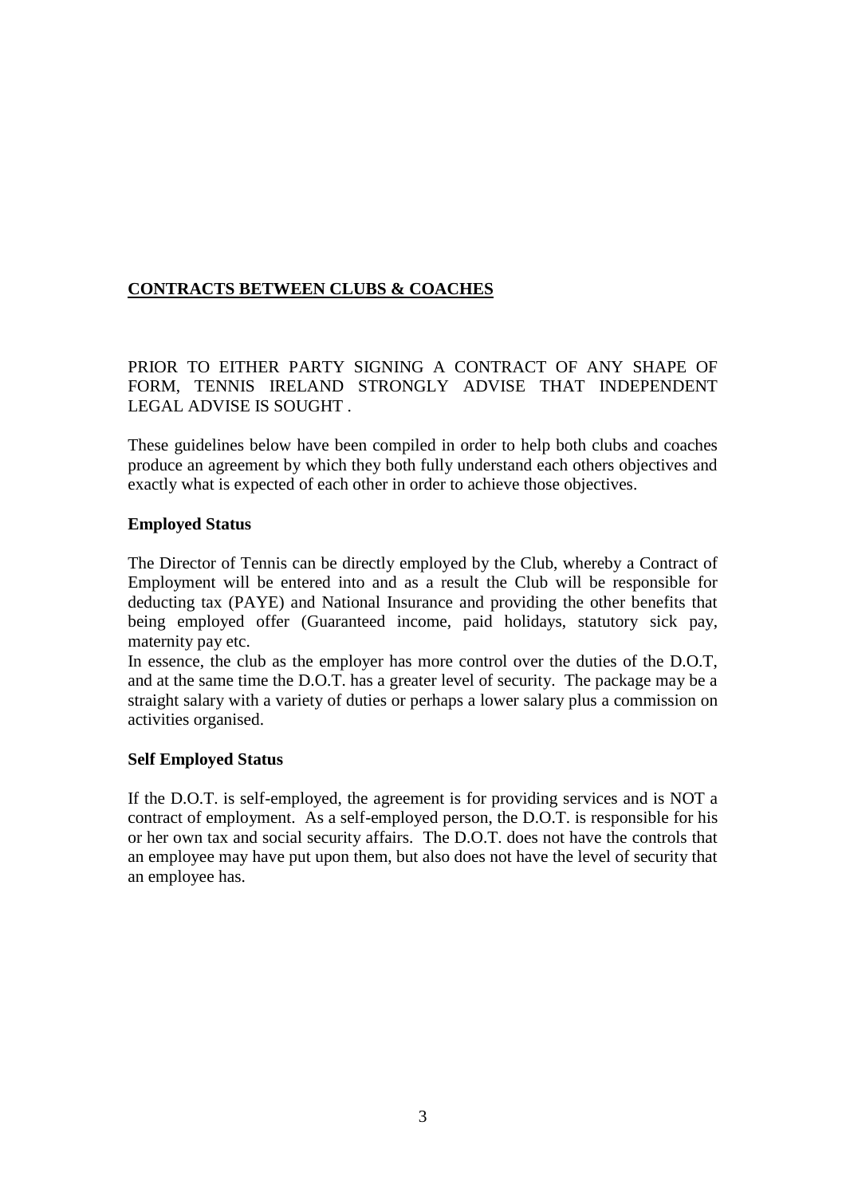## CONTRACTS BETWEEN CLUBS & COACHES

PRIOR TO EITHER PARTY SIGNING A CONTRACT OF ANY SHAPE OF FORM, TENNIS IRELAND STRONGLY ADVISE THAT INDEPENDENT LEGAL ADVISE IS SOUGHT .

These guidelines below have been compiled in order to help both clubs and coaches produce an agreement by which they both fully understand each others objectives and exactly what is expected of each other in order to achieve those objectives.

**Employed Status**

The Director of Tennis can be directly employed by the Club, whereby a Contract of Employment will be entered into and as a result the Club will be responsible for deducting tax (PAYE) and National Insurance and providing the other benefits that being employed offer (Guaranteed income, paid holidays, statutory sick pay, maternity pay etc.

In essence, the club as the employer has more control over the duties of the D.O.T, and at the same time the D.O.T. has a greater level of security. The package may be a straight salary with a variety of duties or perhaps a lower salary plus a commission on activities organised.

**Self Employed Status**

If the D.O.T. is self-employed, the agreement is for providing services and is NOT a contract of employment. As a self-employed person, the D.O.T. is responsible for his or her own tax and social security affairs. The D.O.T. does not have the controls that an employee may have put upon them, but also does not have the level of security that an employee has.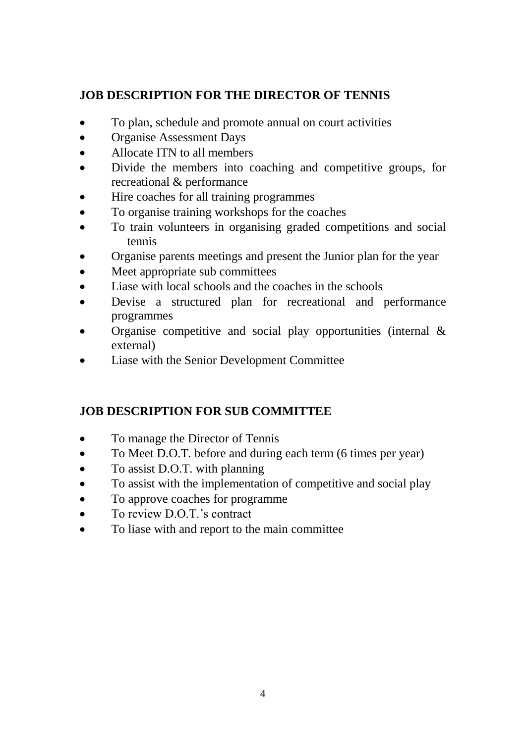## JOB DESCRIPTION FOR THE DIRECTOR OF TENNIS

- To plan, schedule and promote annual on court activities
- Organise Assessment Days
- Allocate ITN to all members
- Divide the members into coaching and competitive groups, for recreational & performance
- Hire coaches for all training programmes
- To organise training workshops for the coaches
- To train volunteers in organising graded competitions and social tennis
- Organise parents meetings and present the Junior plan for the year
- Meet appropriate sub committees
- Liase with local schools and the coaches in the schools
- Devise a structured plan for recreational and performance programmes
- Organise competitive and social play opportunities (internal & external)
- Liase with the Senior Development Committee

## JOB DESCRIPTION FOR SUB COMMITTEE

- To manage the Director of Tennis
- To Meet D.O.T. before and during each term (6 times per year)
- To assist D.O.T. with planning
- To assist with the implementation of competitive and social play
- To approve coaches for programme
- To review D.O.T.'s contract
- To liase with and report to the main committee